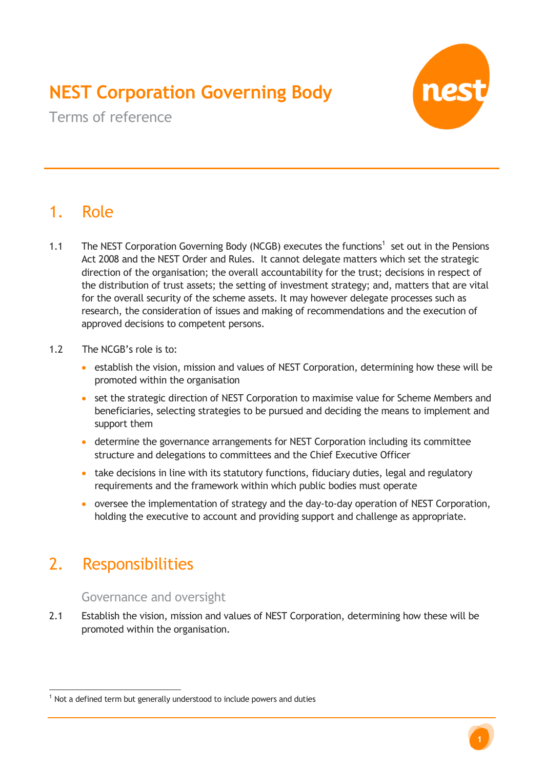# NEST Corporation Governing Body

Terms of reference

## 1. Role

1.1 The NEST Corporation Governing Body (NCGB) executes the functions[1] set out in the Pensions Act 2008 and the NEST Order and Rules. It cannot delegate matters which set the strategic direction of the organisation; the overall accountability for the trust; decisions in respect of the distribution of trust assets; the setting of investment strategy; and, matters that are vital for the overall security of the scheme assets. It may however delegate processes such as research, the consideration of issues and making of recommendations and the execution of approved decisions to competent persons.

1.2 The NCGB's role is to:

- establish the vision, mission and values of NEST Corporation, determining how these will be promoted within the organisation
- set the strategic direction of NEST Corporation to maximise value for Scheme Members and beneficiaries, selecting strategies to be pursued and deciding the means to implement and support them
- determine the governance arrangements for NEST Corporation including its committee structure and delegations to committees and the Chief Executive Officer
- take decisions in line with its statutory functions, fiduciary duties, legal and regulatory requirements and the framework within which public bodies must operate
- oversee the implementation of strategy and the day-to-day operation of NEST Corporation, holding the executive to account and providing support and challenge as appropriate.

## 2. Responsibilities

### Governance and oversight

2.1 Establish the vision, mission and values of NEST Corporation, determining how these will be promoted within the organisation.

[1] Not a defined term but generally understood to include powers and duties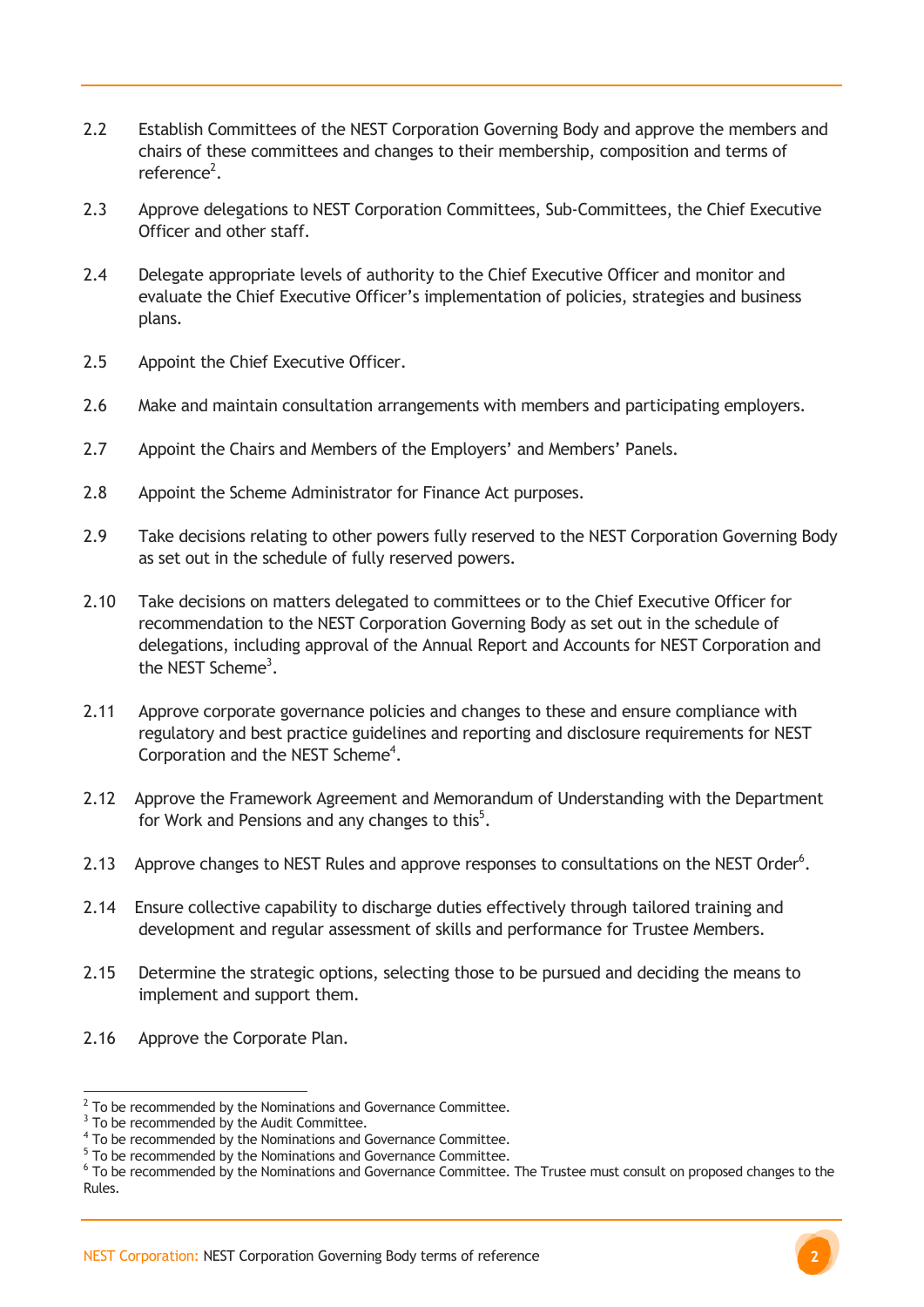2.2 Establish Committees of the NEST Corporation Governing Body and approve the members and chairs of these committees and changes to their membership, composition and terms of reference[2].

2.3 Approve delegations to NEST Corporation Committees, Sub-Committees, the Chief Executive Officer and other staff.

2.4 Delegate appropriate levels of authority to the Chief Executive Officer and monitor and evaluate the Chief Executive Officer's implementation of policies, strategies and business plans.

2.5 Appoint the Chief Executive Officer.

2.6 Make and maintain consultation arrangements with members and participating employers.

2.7 Appoint the Chairs and Members of the Employers' and Members' Panels.

2.8 Appoint the Scheme Administrator for Finance Act purposes.

2.9 Take decisions relating to other powers fully reserved to the NEST Corporation Governing Body as set out in the schedule of fully reserved powers.

2.10 Take decisions on matters delegated to committees or to the Chief Executive Officer for recommendation to the NEST Corporation Governing Body as set out in the schedule of delegations, including approval of the Annual Report and Accounts for NEST Corporation and the NEST Scheme[3].

2.11 Approve corporate governance policies and changes to these and ensure compliance with regulatory and best practice guidelines and reporting and disclosure requirements for NEST Corporation and the NEST Scheme[4].

2.12 Approve the Framework Agreement and Memorandum of Understanding with the Department for Work and Pensions and any changes to this[5].

2.13 Approve changes to NEST Rules and approve responses to consultations on the NEST Order[6].

2.14 Ensure collective capability to discharge duties effectively through tailored training and development and regular assessment of skills and performance for Trustee Members.

2.15 Determine the strategic options, selecting those to be pursued and deciding the means to implement and support them.

2.16 Approve the Corporate Plan.

---

[2] To be recommended by the Nominations and Governance Committee.
[3] To be recommended by the Audit Committee.
[4] To be recommended by the Nominations and Governance Committee.
[5] To be recommended by the Nominations and Governance Committee.
[6] To be recommended by the Nominations and Governance Committee. The Trustee must consult on proposed changes to the Rules.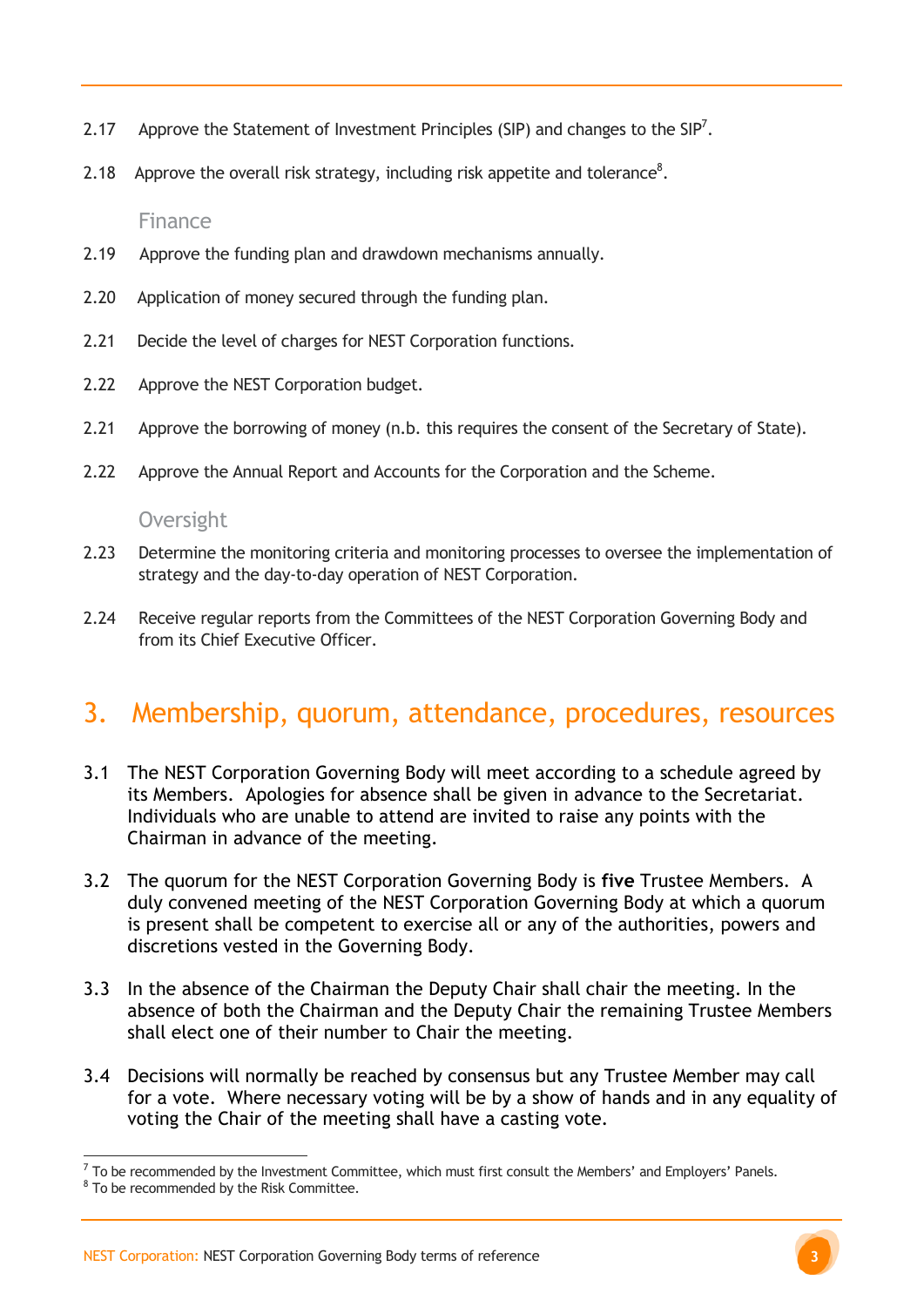2.17 Approve the Statement of Investment Principles (SIP) and changes to the SIP[7].

2.18 Approve the overall risk strategy, including risk appetite and tolerance[8].

### Finance

2.19 Approve the funding plan and drawdown mechanisms annually.

2.20 Application of money secured through the funding plan.

2.21 Decide the level of charges for NEST Corporation functions.

2.22 Approve the NEST Corporation budget.

2.21 Approve the borrowing of money (n.b. this requires the consent of the Secretary of State).

2.22 Approve the Annual Report and Accounts for the Corporation and the Scheme.

### Oversight

2.23 Determine the monitoring criteria and monitoring processes to oversee the implementation of strategy and the day-to-day operation of NEST Corporation.

2.24 Receive regular reports from the Committees of the NEST Corporation Governing Body and from its Chief Executive Officer.

## 3. Membership, quorum, attendance, procedures, resources

3.1 The NEST Corporation Governing Body will meet according to a schedule agreed by its Members. Apologies for absence shall be given in advance to the Secretariat. Individuals who are unable to attend are invited to raise any points with the Chairman in advance of the meeting.

3.2 The quorum for the NEST Corporation Governing Body is **five** Trustee Members. A duly convened meeting of the NEST Corporation Governing Body at which a quorum is present shall be competent to exercise all or any of the authorities, powers and discretions vested in the Governing Body.

3.3 In the absence of the Chairman the Deputy Chair shall chair the meeting. In the absence of both the Chairman and the Deputy Chair the remaining Trustee Members shall elect one of their number to Chair the meeting.

3.4 Decisions will normally be reached by consensus but any Trustee Member may call for a vote. Where necessary voting will be by a show of hands and in any equality of voting the Chair of the meeting shall have a casting vote.

---

[7] To be recommended by the Investment Committee, which must first consult the Members' and Employers' Panels.

[8] To be recommended by the Risk Committee.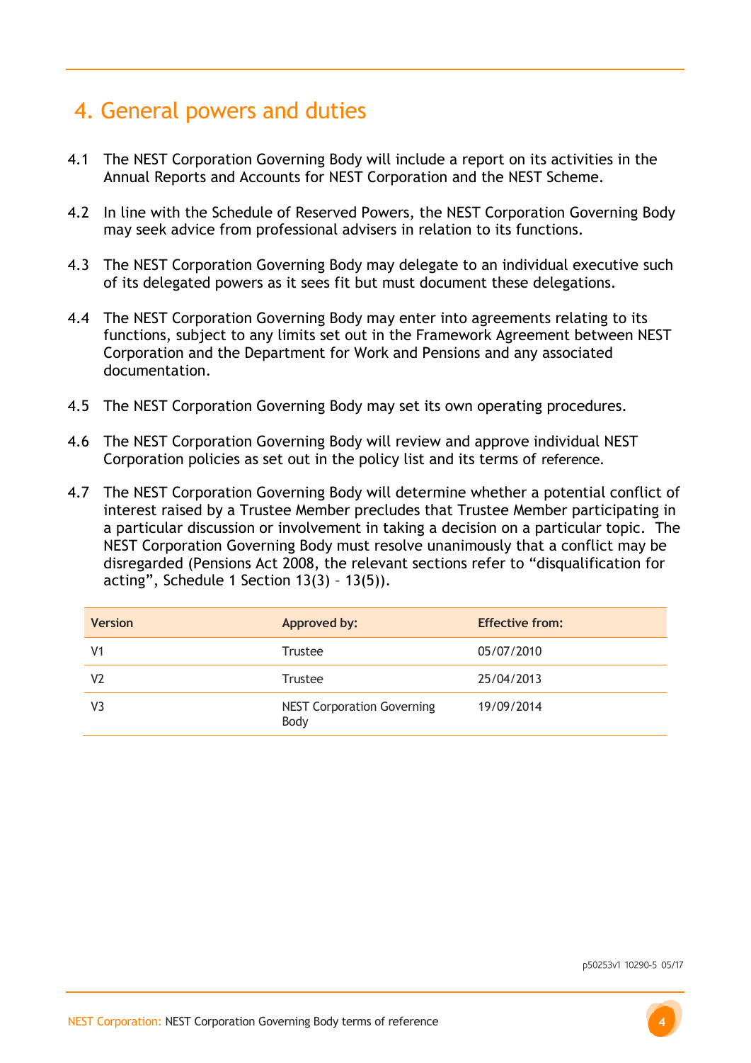# 4. General powers and duties

4.1 The NEST Corporation Governing Body will include a report on its activities in the Annual Reports and Accounts for NEST Corporation and the NEST Scheme.

4.2 In line with the Schedule of Reserved Powers, the NEST Corporation Governing Body may seek advice from professional advisers in relation to its functions.

4.3 The NEST Corporation Governing Body may delegate to an individual executive such of its delegated powers as it sees fit but must document these delegations.

4.4 The NEST Corporation Governing Body may enter into agreements relating to its functions, subject to any limits set out in the Framework Agreement between NEST Corporation and the Department for Work and Pensions and any associated documentation.

4.5 The NEST Corporation Governing Body may set its own operating procedures.

4.6 The NEST Corporation Governing Body will review and approve individual NEST Corporation policies as set out in the policy list and its terms of reference.

4.7 The NEST Corporation Governing Body will determine whether a potential conflict of interest raised by a Trustee Member precludes that Trustee Member participating in a particular discussion or involvement in taking a decision on a particular topic. The NEST Corporation Governing Body must resolve unanimously that a conflict may be disregarded (Pensions Act 2008, the relevant sections refer to "disqualification for acting", Schedule 1 Section 13(3) – 13(5)).

| Version | Approved by: | Effective from: |
|---|---|---|
| V1 | Trustee | 05/07/2010 |
| V2 | Trustee | 25/04/2013 |
| V3 | NEST Corporation Governing Body | 19/09/2014 |

p50253v1 10290-5 05/17